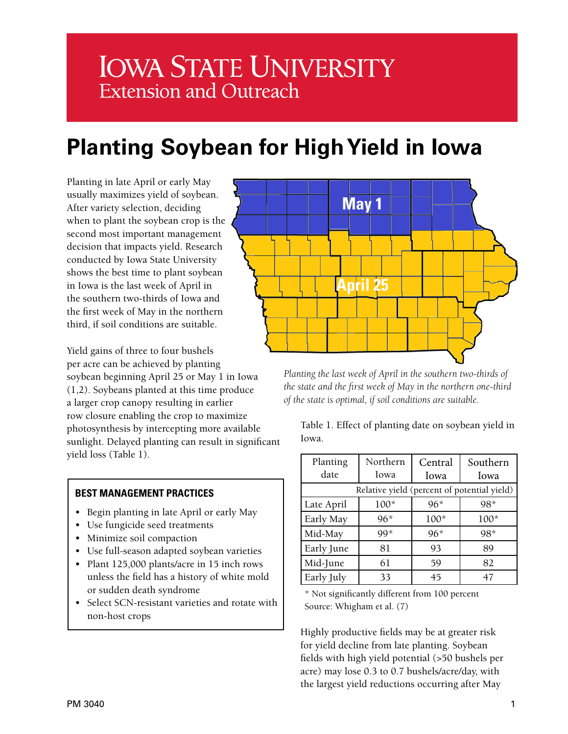# Iowa State University
Extension and Outreach

# Planting Soybean for High Yield in Iowa

Planting in late April or early May usually maximizes yield of soybean. After variety selection, deciding when to plant the soybean crop is the second most important management decision that impacts yield. Research conducted by Iowa State University shows the best time to plant soybean in Iowa is the last week of April in the southern two-thirds of Iowa and the first week of May in the northern third, if soil conditions are suitable.

Yield gains of three to four bushels per acre can be achieved by planting soybean beginning April 25 or May 1 in Iowa (1,2). Soybeans planted at this time produce a larger crop canopy resulting in earlier row closure enabling the crop to maximize photosynthesis by intercepting more available sunlight. Delayed planting can result in significant yield loss (Table 1).

*Planting the last week of April in the southern two-thirds of the state and the first week of May in the northern one-third of the state is optimal, if soil conditions are suitable.*

**BEST MANAGEMENT PRACTICES**

- Begin planting in late April or early May
- Use fungicide seed treatments
- Minimize soil compaction
- Use full-season adapted soybean varieties
- Plant 125,000 plants/acre in 15 inch rows unless the field has a history of white mold or sudden death syndrome
- Select SCN-resistant varieties and rotate with non-host crops

Table 1. Effect of planting date on soybean yield in Iowa.

| Planting date | Northern Iowa | Central Iowa | Southern Iowa |
|---|---|---|---|
| | Relative yield (percent of potential yield) | | |
| Late April | 100* | 96* | 98* |
| Early May | 96* | 100* | 100* |
| Mid-May | 99* | 96* | 98* |
| Early June | 81 | 93 | 89 |
| Mid-June | 61 | 59 | 82 |
| Early July | 33 | 45 | 47 |

\* Not significantly different from 100 percent
Source: Whigham et al. (7)

Highly productive fields may be at greater risk for yield decline from late planting. Soybean fields with high yield potential (>50 bushels per acre) may lose 0.3 to 0.7 bushels/acre/day, with the largest yield reductions occurring after May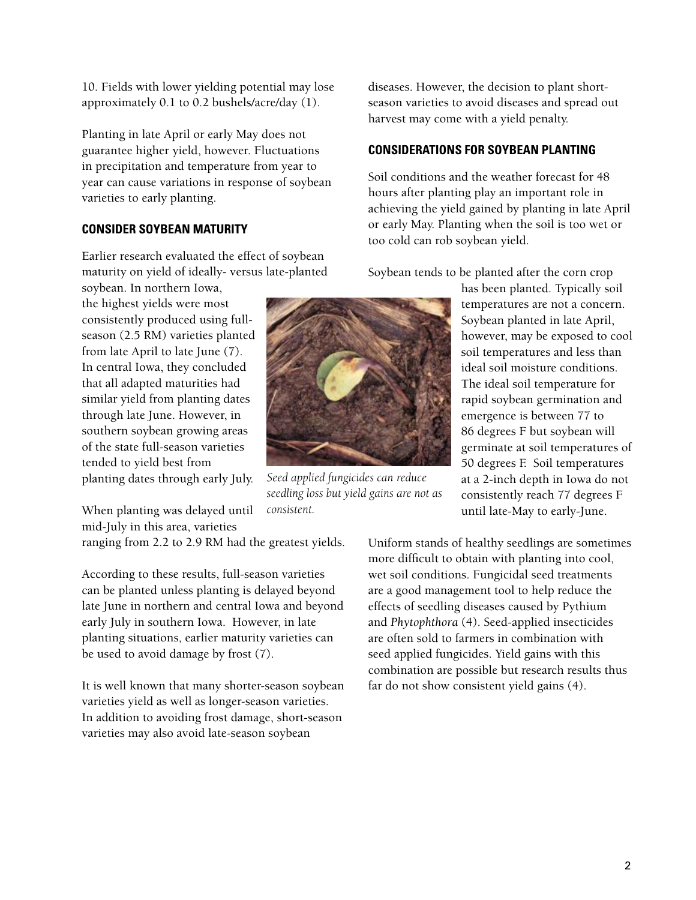10. Fields with lower yielding potential may lose approximately 0.1 to 0.2 bushels/acre/day (1).

Planting in late April or early May does not guarantee higher yield, however. Fluctuations in precipitation and temperature from year to year can cause variations in response of soybean varieties to early planting.

## CONSIDER SOYBEAN MATURITY

Earlier research evaluated the effect of soybean maturity on yield of ideally- versus late-planted soybean. In northern Iowa, the highest yields were most consistently produced using full-season (2.5 RM) varieties planted from late April to late June (7). In central Iowa, they concluded that all adapted maturities had similar yield from planting dates through late June. However, in southern soybean growing areas of the state full-season varieties tended to yield best from planting dates through early July. When planting was delayed until mid-July in this area, varieties ranging from 2.2 to 2.9 RM had the greatest yields.

According to these results, full-season varieties can be planted unless planting is delayed beyond late June in northern and central Iowa and beyond early July in southern Iowa. However, in late planting situations, earlier maturity varieties can be used to avoid damage by frost (7).

It is well known that many shorter-season soybean varieties yield as well as longer-season varieties. In addition to avoiding frost damage, short-season varieties may also avoid late-season soybean diseases. However, the decision to plant short-season varieties to avoid diseases and spread out harvest may come with a yield penalty.

## CONSIDERATIONS FOR SOYBEAN PLANTING

Soil conditions and the weather forecast for 48 hours after planting play an important role in achieving the yield gained by planting in late April or early May. Planting when the soil is too wet or too cold can rob soybean yield.

Soybean tends to be planted after the corn crop has been planted. Typically soil temperatures are not a concern. Soybean planted in late April, however, may be exposed to cool soil temperatures and less than ideal soil moisture conditions. The ideal soil temperature for rapid soybean germination and emergence is between 77 to 86 degrees F but soybean will germinate at soil temperatures of 50 degrees F. Soil temperatures at a 2-inch depth in Iowa do not consistently reach 77 degrees F until late-May to early-June.

*Seed applied fungicides can reduce seedling loss but yield gains are not as consistent.*

Uniform stands of healthy seedlings are sometimes more difficult to obtain with planting into cool, wet soil conditions. Fungicidal seed treatments are a good management tool to help reduce the effects of seedling diseases caused by Pythium and *Phytophthora* (4). Seed-applied insecticides are often sold to farmers in combination with seed applied fungicides. Yield gains with this combination are possible but research results thus far do not show consistent yield gains (4).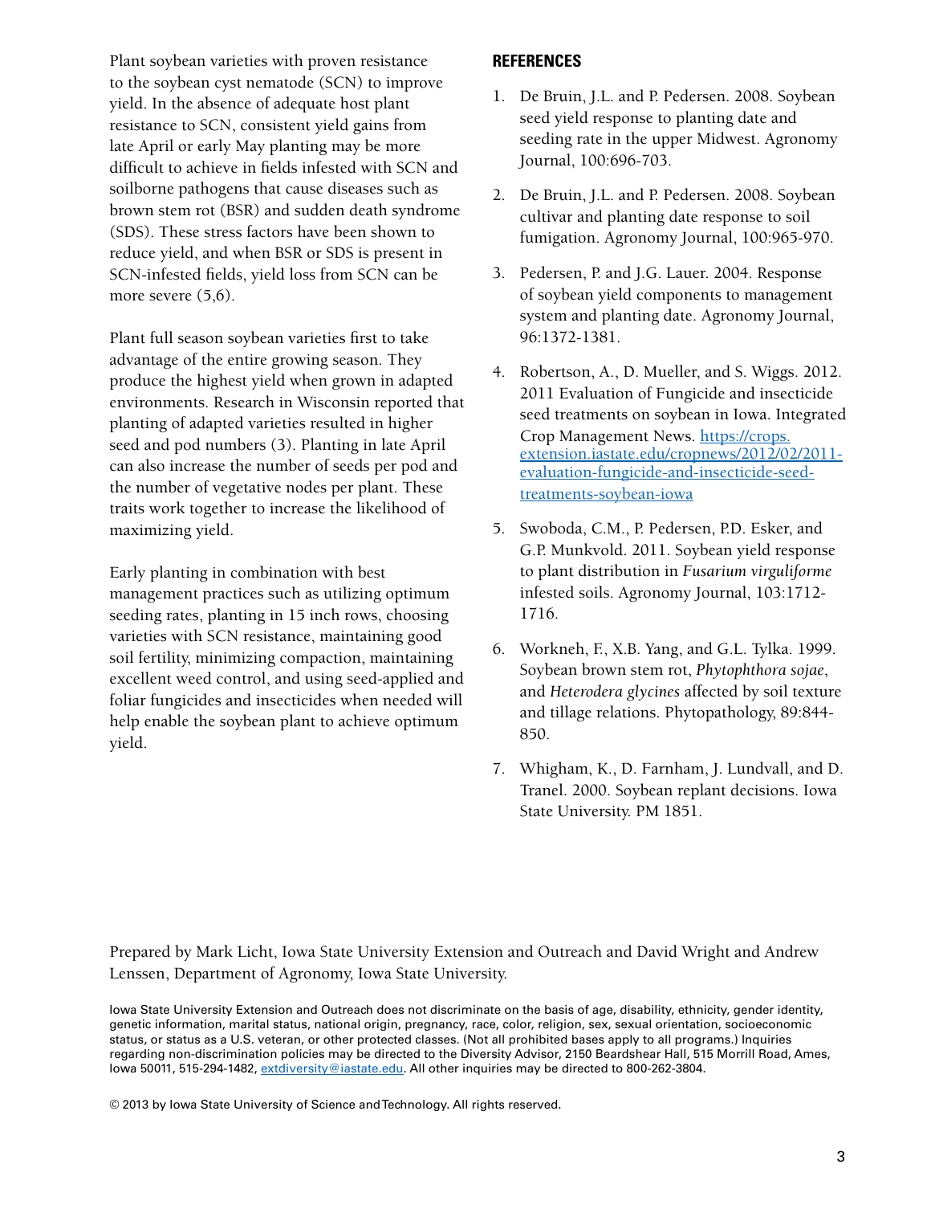Plant soybean varieties with proven resistance to the soybean cyst nematode (SCN) to improve yield. In the absence of adequate host plant resistance to SCN, consistent yield gains from late April or early May planting may be more difficult to achieve in fields infested with SCN and soilborne pathogens that cause diseases such as brown stem rot (BSR) and sudden death syndrome (SDS). These stress factors have been shown to reduce yield, and when BSR or SDS is present in SCN-infested fields, yield loss from SCN can be more severe (5,6).

Plant full season soybean varieties first to take advantage of the entire growing season. They produce the highest yield when grown in adapted environments. Research in Wisconsin reported that planting of adapted varieties resulted in higher seed and pod numbers (3). Planting in late April can also increase the number of seeds per pod and the number of vegetative nodes per plant. These traits work together to increase the likelihood of maximizing yield.

Early planting in combination with best management practices such as utilizing optimum seeding rates, planting in 15 inch rows, choosing varieties with SCN resistance, maintaining good soil fertility, minimizing compaction, maintaining excellent weed control, and using seed-applied and foliar fungicides and insecticides when needed will help enable the soybean plant to achieve optimum yield.

## REFERENCES

1. De Bruin, J.L. and P. Pedersen. 2008. Soybean seed yield response to planting date and seeding rate in the upper Midwest. Agronomy Journal, 100:696-703.
2. De Bruin, J.L. and P. Pedersen. 2008. Soybean cultivar and planting date response to soil fumigation. Agronomy Journal, 100:965-970.
3. Pedersen, P. and J.G. Lauer. 2004. Response of soybean yield components to management system and planting date. Agronomy Journal, 96:1372-1381.
4. Robertson, A., D. Mueller, and S. Wiggs. 2012. 2011 Evaluation of Fungicide and insecticide seed treatments on soybean in Iowa. Integrated Crop Management News. https://crops.extension.iastate.edu/cropnews/2012/02/2011-evaluation-fungicide-and-insecticide-seed-treatments-soybean-iowa
5. Swoboda, C.M., P. Pedersen, P.D. Esker, and G.P. Munkvold. 2011. Soybean yield response to plant distribution in *Fusarium virguliforme* infested soils. Agronomy Journal, 103:1712-1716.
6. Workneh, F., X.B. Yang, and G.L. Tylka. 1999. Soybean brown stem rot, *Phytophthora sojae*, and *Heterodera glycines* affected by soil texture and tillage relations. Phytopathology, 89:844-850.
7. Whigham, K., D. Farnham, J. Lundvall, and D. Tranel. 2000. Soybean replant decisions. Iowa State University. PM 1851.

Prepared by Mark Licht, Iowa State University Extension and Outreach and David Wright and Andrew Lenssen, Department of Agronomy, Iowa State University.

Iowa State University Extension and Outreach does not discriminate on the basis of age, disability, ethnicity, gender identity, genetic information, marital status, national origin, pregnancy, race, color, religion, sex, sexual orientation, socioeconomic status, or status as a U.S. veteran, or other protected classes. (Not all prohibited bases apply to all programs.) Inquiries regarding non-discrimination policies may be directed to the Diversity Advisor, 2150 Beardshear Hall, 515 Morrill Road, Ames, Iowa 50011, 515-294-1482, extdiversity@iastate.edu. All other inquiries may be directed to 800-262-3804.

© 2013 by Iowa State University of Science and Technology. All rights reserved.